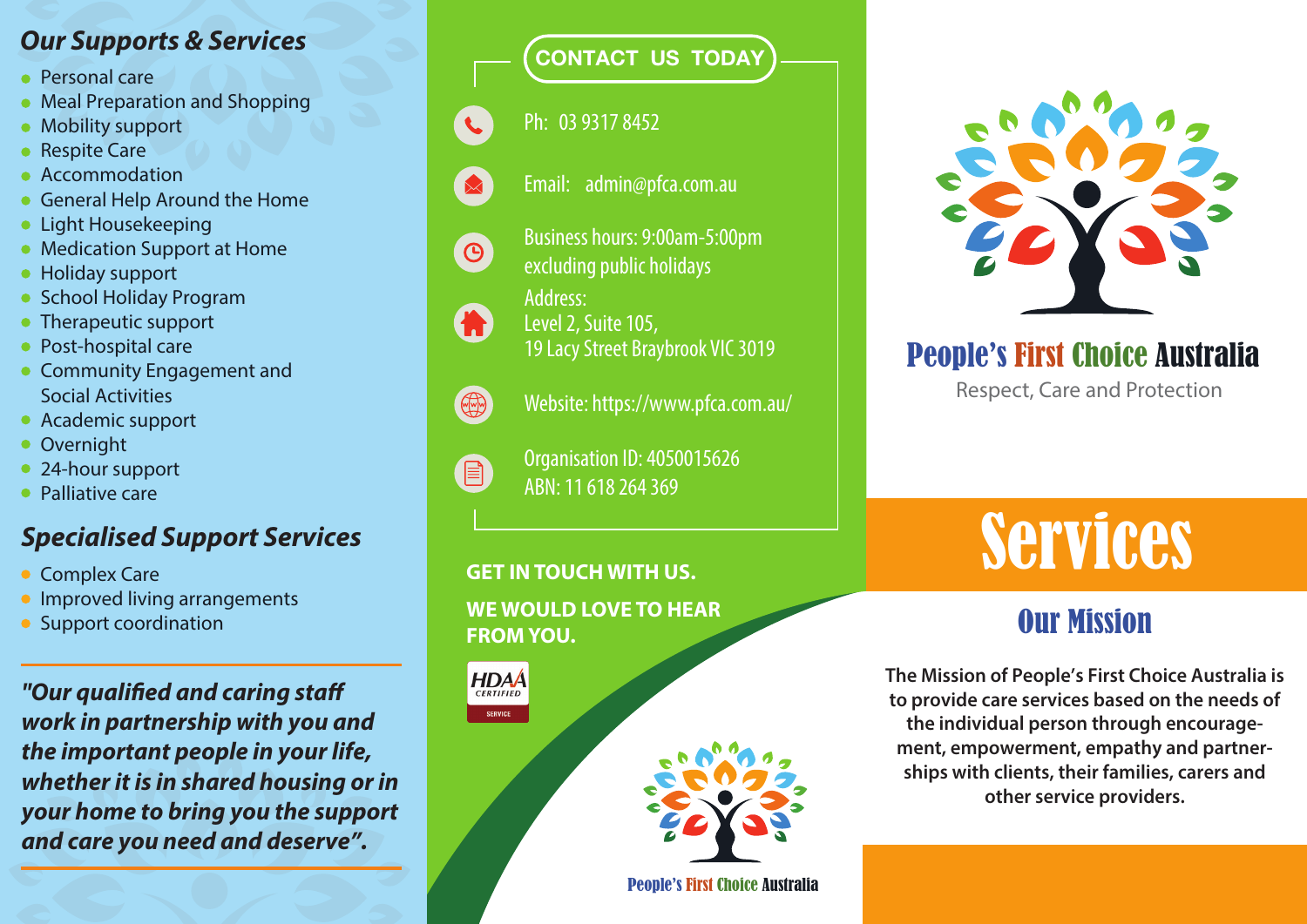## Our Supports & Services

- Personal care
- Meal Preparation and Shopping
- Mobility support
- Respite Care
- Accommodation
- General Help Around the Home
- Light Housekeeping
- Medication Support at Home
- Holiday support
- School Holiday Program
- Therapeutic support
- Post-hospital care
- Community Engagement and Social Activities
- Academic support
- Overnight
- 24-hour support
- Palliative care

## Specialised Support Services

- Complex Care
- Improved living arrangements
- Support coordination

***"Our qualified and caring staff work in partnership with you and the important people in your life, whether it is in shared housing or in your home to bring you the support and care you need and deserve".***

## CONTACT US TODAY

Ph: 03 9317 8452

Email: admin@pfca.com.au

Business hours: 9:00am-5:00pm excluding public holidays

Address:
Level 2, Suite 105,
19 Lacy Street Braybrook VIC 3019

Website: https://www.pfca.com.au/

Organisation ID: 4050015626
ABN: 11 618 264 369

**GET IN TOUCH WITH US.**

**WE WOULD LOVE TO HEAR FROM YOU.**

HDAA CERTIFIED SERVICE

People's First Choice Australia

# People's First Choice Australia

Respect, Care and Protection

# Services

## Our Mission

**The Mission of People's First Choice Australia is to provide care services based on the needs of the individual person through encouragement, empowerment, empathy and partnerships with clients, their families, carers and other service providers.**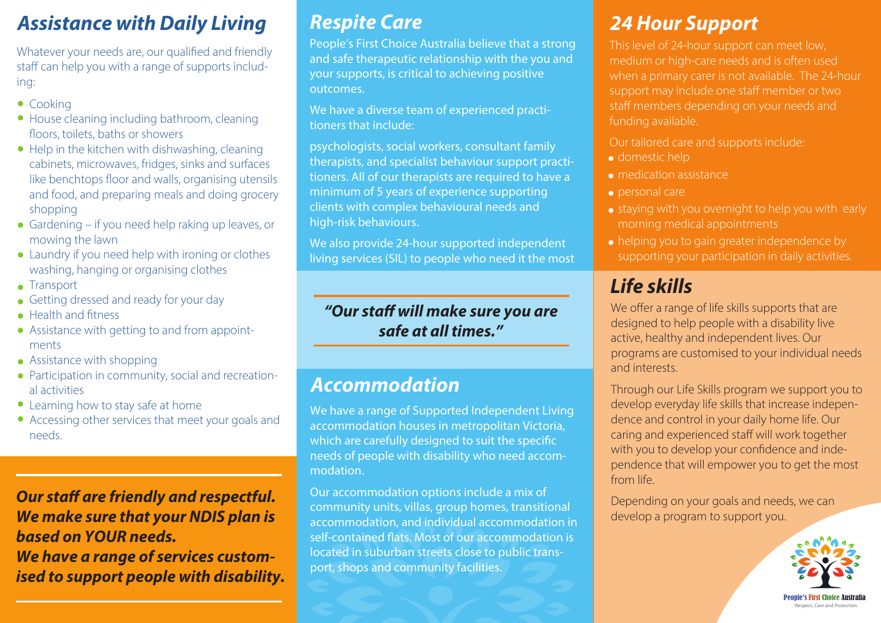## *Assistance with Daily Living*

Whatever your needs are, our qualified and friendly staff can help you with a range of supports including:

- Cooking
- House cleaning including bathroom, cleaning floors, toilets, baths or showers
- Help in the kitchen with dishwashing, cleaning cabinets, microwaves, fridges, sinks and surfaces like benchtops floor and walls, organising utensils and food, and preparing meals and doing grocery shopping
- Gardening – if you need help raking up leaves, or mowing the lawn
- Laundry if you need help with ironing or clothes washing, hanging or organising clothes
- Transport
- Getting dressed and ready for your day
- Health and fitness
- Assistance with getting to and from appointments
- Assistance with shopping
- Participation in community, social and recreational activities
- Learning how to stay safe at home
- Accessing other services that meet your goals and needs.

***Our staff are friendly and respectful. We make sure that your NDIS plan is based on YOUR needs.***
***We have a range of services customised to support people with disability.***

## *Respite Care*

People's First Choice Australia believe that a strong and safe therapeutic relationship with the you and your supports, is critical to achieving positive outcomes.

We have a diverse team of experienced practitioners that include:

psychologists, social workers, consultant family therapists, and specialist behaviour support practitioners. All of our therapists are required to have a minimum of 5 years of experience supporting clients with complex behavioural needs and high-risk behaviours.

We also provide 24-hour supported independent living services (SIL) to people who need it the most

***"Our staff will make sure you are safe at all times."***

## *Accommodation*

We have a range of Supported Independent Living accommodation houses in metropolitan Victoria, which are carefully designed to suit the specific needs of people with disability who need accommodation.

Our accommodation options include a mix of community units, villas, group homes, transitional accommodation, and individual accommodation in self-contained flats. Most of our accommodation is located in suburban streets close to public transport, shops and community facilities.

## *24 Hour Support*

This level of 24-hour support can meet low, medium or high-care needs and is often used when a primary carer is not available. The 24-hour support may include one staff member or two staff members depending on your needs and funding available.

Our tailored care and supports include:

- domestic help
- medication assistance
- personal care
- staying with you overnight to help you with early morning medical appointments
- helping you to gain greater independence by supporting your participation in daily activities.

## *Life skills*

We offer a range of life skills supports that are designed to help people with a disability live active, healthy and independent lives. Our programs are customised to your individual needs and interests.

Through our Life Skills program we support you to develop everyday life skills that increase independence and control in your daily home life. Our caring and experienced staff will work together with you to develop your confidence and independence that will empower you to get the most from life.

Depending on your goals and needs, we can develop a program to support you.

People's First Choice Australia
Respect, Care and Protection